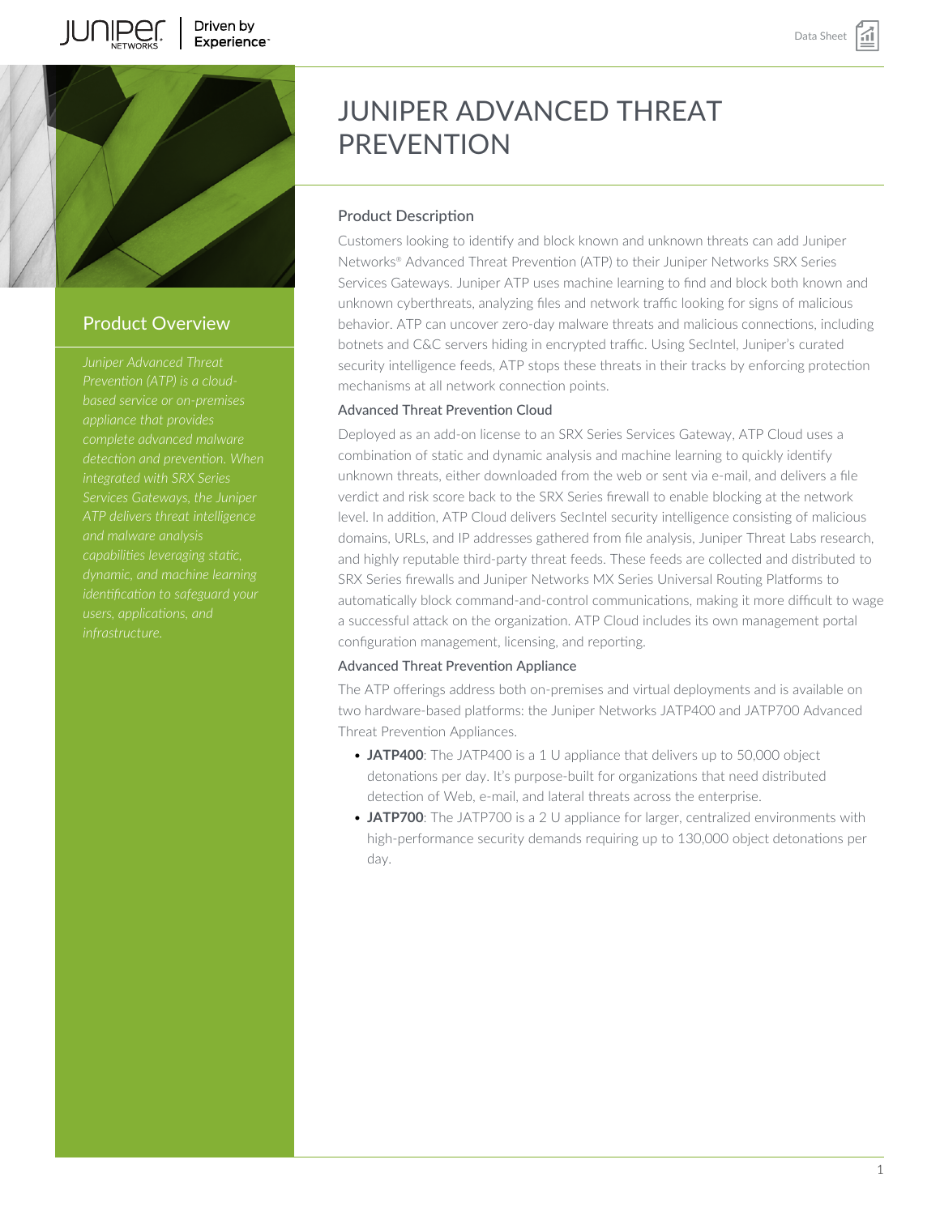# JUNIPER ADVANCED THREAT PREVENTION

## Product Overview

*Juniper Advanced Threat Prevention (ATP) is a cloud-based service or on-premises appliance that provides complete advanced malware detection and prevention. When integrated with SRX Series Services Gateways, the Juniper ATP delivers threat intelligence and malware analysis capabilities leveraging static, dynamic, and machine learning identification to safeguard your users, applications, and infrastructure.*

## Product Description

Customers looking to identify and block known and unknown threats can add Juniper Networks® Advanced Threat Prevention (ATP) to their Juniper Networks SRX Series Services Gateways. Juniper ATP uses machine learning to find and block both known and unknown cyberthreats, analyzing files and network traffic looking for signs of malicious behavior. ATP can uncover zero-day malware threats and malicious connections, including botnets and C&C servers hiding in encrypted traffic. Using SecIntel, Juniper's curated security intelligence feeds, ATP stops these threats in their tracks by enforcing protection mechanisms at all network connection points.

### Advanced Threat Prevention Cloud

Deployed as an add-on license to an SRX Series Services Gateway, ATP Cloud uses a combination of static and dynamic analysis and machine learning to quickly identify unknown threats, either downloaded from the web or sent via e-mail, and delivers a file verdict and risk score back to the SRX Series firewall to enable blocking at the network level. In addition, ATP Cloud delivers SecIntel security intelligence consisting of malicious domains, URLs, and IP addresses gathered from file analysis, Juniper Threat Labs research, and highly reputable third-party threat feeds. These feeds are collected and distributed to SRX Series firewalls and Juniper Networks MX Series Universal Routing Platforms to automatically block command-and-control communications, making it more difficult to wage a successful attack on the organization. ATP Cloud includes its own management portal configuration management, licensing, and reporting.

### Advanced Threat Prevention Appliance

The ATP offerings address both on-premises and virtual deployments and is available on two hardware-based platforms: the Juniper Networks JATP400 and JATP700 Advanced Threat Prevention Appliances.

- **JATP400**: The JATP400 is a 1 U appliance that delivers up to 50,000 object detonations per day. It's purpose-built for organizations that need distributed detection of Web, e-mail, and lateral threats across the enterprise.
- **JATP700**: The JATP700 is a 2 U appliance for larger, centralized environments with high-performance security demands requiring up to 130,000 object detonations per day.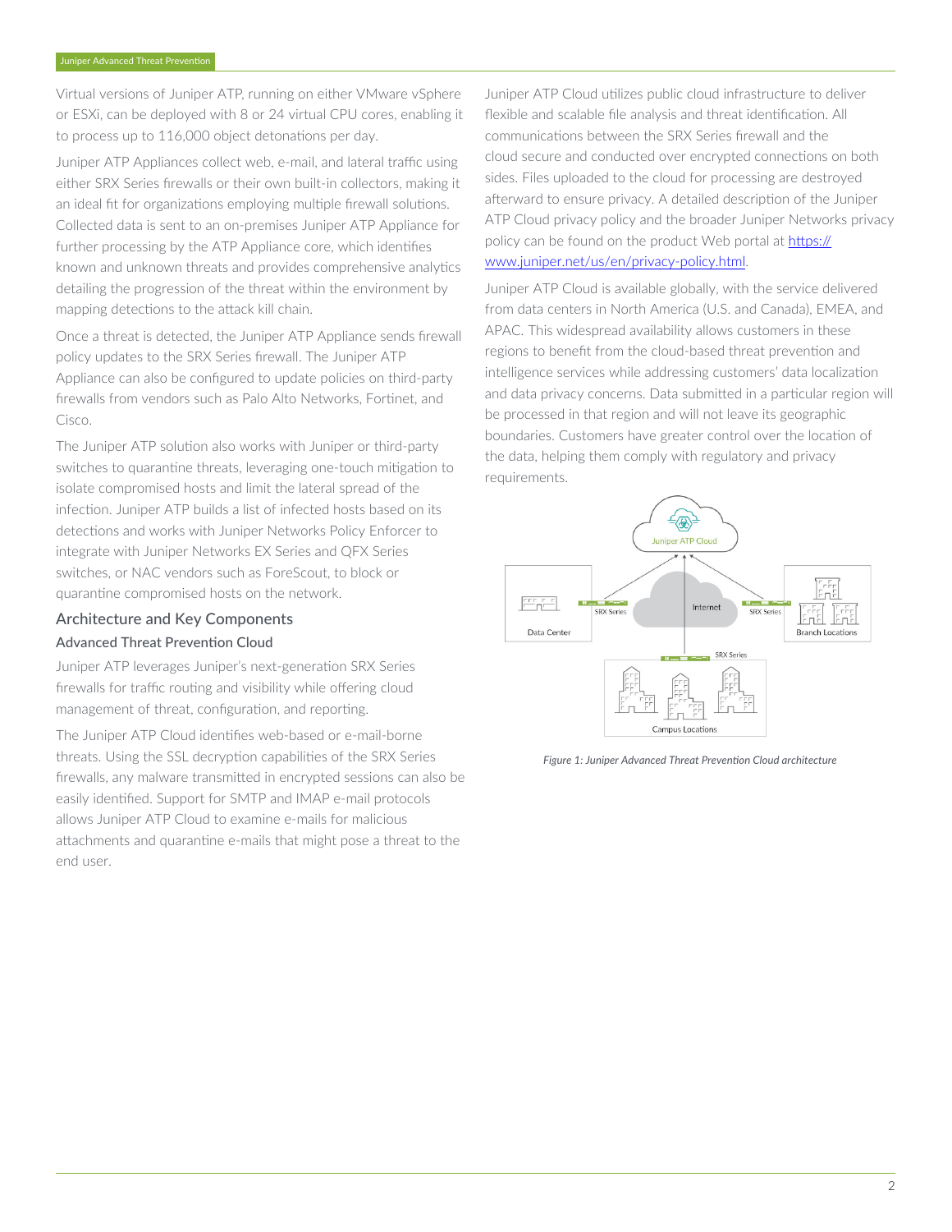Virtual versions of Juniper ATP, running on either VMware vSphere or ESXi, can be deployed with 8 or 24 virtual CPU cores, enabling it to process up to 116,000 object detonations per day.

Juniper ATP Appliances collect web, e-mail, and lateral traffic using either SRX Series firewalls or their own built-in collectors, making it an ideal fit for organizations employing multiple firewall solutions. Collected data is sent to an on-premises Juniper ATP Appliance for further processing by the ATP Appliance core, which identifies known and unknown threats and provides comprehensive analytics detailing the progression of the threat within the environment by mapping detections to the attack kill chain.

Once a threat is detected, the Juniper ATP Appliance sends firewall policy updates to the SRX Series firewall. The Juniper ATP Appliance can also be configured to update policies on third-party firewalls from vendors such as Palo Alto Networks, Fortinet, and Cisco.

The Juniper ATP solution also works with Juniper or third-party switches to quarantine threats, leveraging one-touch mitigation to isolate compromised hosts and limit the lateral spread of the infection. Juniper ATP builds a list of infected hosts based on its detections and works with Juniper Networks Policy Enforcer to integrate with Juniper Networks EX Series and QFX Series switches, or NAC vendors such as ForeScout, to block or quarantine compromised hosts on the network.

## Architecture and Key Components

### Advanced Threat Prevention Cloud

Juniper ATP leverages Juniper's next-generation SRX Series firewalls for traffic routing and visibility while offering cloud management of threat, configuration, and reporting.

The Juniper ATP Cloud identifies web-based or e-mail-borne threats. Using the SSL decryption capabilities of the SRX Series firewalls, any malware transmitted in encrypted sessions can also be easily identified. Support for SMTP and IMAP e-mail protocols allows Juniper ATP Cloud to examine e-mails for malicious attachments and quarantine e-mails that might pose a threat to the end user.

Juniper ATP Cloud utilizes public cloud infrastructure to deliver flexible and scalable file analysis and threat identification. All communications between the SRX Series firewall and the cloud secure and conducted over encrypted connections on both sides. Files uploaded to the cloud for processing are destroyed afterward to ensure privacy. A detailed description of the Juniper ATP Cloud privacy policy and the broader Juniper Networks privacy policy can be found on the product Web portal at https://www.juniper.net/us/en/privacy-policy.html.

Juniper ATP Cloud is available globally, with the service delivered from data centers in North America (U.S. and Canada), EMEA, and APAC. This widespread availability allows customers in these regions to benefit from the cloud-based threat prevention and intelligence services while addressing customers' data localization and data privacy concerns. Data submitted in a particular region will be processed in that region and will not leave its geographic boundaries. Customers have greater control over the location of the data, helping them comply with regulatory and privacy requirements.

*Figure 1: Juniper Advanced Threat Prevention Cloud architecture*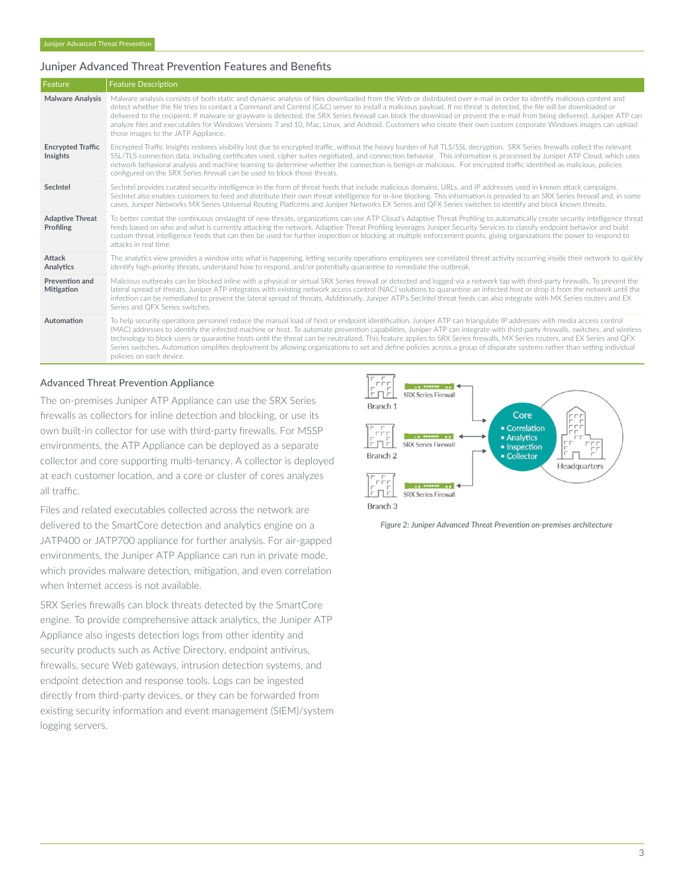## Juniper Advanced Threat Prevention Features and Benefits

| Feature | Feature Description |
|---|---|
| **Malware Analysis** | Malware analysis consists of both static and dynamic analysis of files downloaded from the Web or distributed over e-mail in order to identify malicious content and detect whether the file tries to contact a Command and Control (C&C) server to install a malicious payload. If no threat is detected, the file will be downloaded or delivered to the recipient. If malware or grayware is detected, the SRX Series firewall can block the download or prevent the e-mail from being delivered. Juniper ATP can analyze files and executables for Windows Versions 7 and 10, Mac, Linux, and Android. Customers who create their own custom corporate Windows images can upload those images to the JATP Appliance. |
| **Encrypted Traffic Insights** | Encrypted Traffic Insights restores visibility lost due to encrypted traffic, without the heavy burden of full TLS/SSL decryption. SRX Series firewalls collect the relevant SSL/TLS connection data, including certificates used, cipher suites negotiated, and connection behavior. This information is processed by Juniper ATP Cloud, which uses network behavioral analysis and machine learning to determine whether the connection is benign or malicious. For encrypted traffic identified as malicious, policies configured on the SRX Series firewall can be used to block those threats. |
| **SecIntel** | SecIntel provides curated security intelligence in the form of threat feeds that include malicious domains, URLs, and IP addresses used in known attack campaigns. SecIntel also enables customers to feed and distribute their own threat intelligence for in-line blocking. This information is provided to an SRX Series firewall and, in some cases, Juniper Networks MX Series Universal Routing Platforms and Juniper Networks EX Series and QFX Series switches to identify and block known threats. |
| **Adaptive Threat Profiling** | To better combat the continuous onslaught of new threats, organizations can use ATP Cloud's Adaptive Threat Profiling to automatically create security intelligence threat feeds based on who and what is currently attacking the network. Adaptive Threat Profiling leverages Juniper Security Services to classify endpoint behavior and build custom threat intelligence feeds that can then be used for further inspection or blocking at multiple enforcement points, giving organizations the power to respond to attacks in real time. |
| **Attack Analytics** | The analytics view provides a window into what is happening, letting security operations employees see correlated threat activity occurring inside their network to quickly identify high-priority threats, understand how to respond, and/or potentially quarantine to remediate the outbreak. |
| **Prevention and Mitigation** | Malicious outbreaks can be blocked inline with a physical or virtual SRX Series firewall or detected and logged via a network tap with third-party firewalls. To prevent the lateral spread of threats, Juniper ATP integrates with existing network access control (NAC) solutions to quarantine an infected host or drop it from the network until the infection can be remediated to prevent the lateral spread of threats. Additionally, Juniper ATP's SecIntel threat feeds can also integrate with MX Series routers and EX Series and QFX Series switches. |
| **Automation** | To help security operations personnel reduce the manual load of host or endpoint identification, Juniper ATP can triangulate IP addresses with media access control (MAC) addresses to identify the infected machine or host. To automate prevention capabilities, Juniper ATP can integrate with third-party firewalls, switches, and wireless technology to block users or quarantine hosts until the threat can be neutralized. This feature applies to SRX Series firewalls, MX Series routers, and EX Series and QFX Series switches. Automation simplifies deployment by allowing organizations to set and define policies across a group of disparate systems rather than setting individual policies on each device. |

### Advanced Threat Prevention Appliance

The on-premises Juniper ATP Appliance can use the SRX Series firewalls as collectors for inline detection and blocking, or use its own built-in collector for use with third-party firewalls. For MSSP environments, the ATP Appliance can be deployed as a separate collector and core supporting multi-tenancy. A collector is deployed at each customer location, and a core or cluster of cores analyzes all traffic.

Files and related executables collected across the network are delivered to the SmartCore detection and analytics engine on a JATP400 or JATP700 appliance for further analysis. For air-gapped environments, the Juniper ATP Appliance can run in private mode, which provides malware detection, mitigation, and even correlation when Internet access is not available.

SRX Series firewalls can block threats detected by the SmartCore engine. To provide comprehensive attack analytics, the Juniper ATP Appliance also ingests detection logs from other identity and security products such as Active Directory, endpoint antivirus, firewalls, secure Web gateways, intrusion detection systems, and endpoint detection and response tools. Logs can be ingested directly from third-party devices, or they can be forwarded from existing security information and event management (SIEM)/system logging servers.

*Figure 2: Juniper Advanced Threat Prevention on-premises architecture*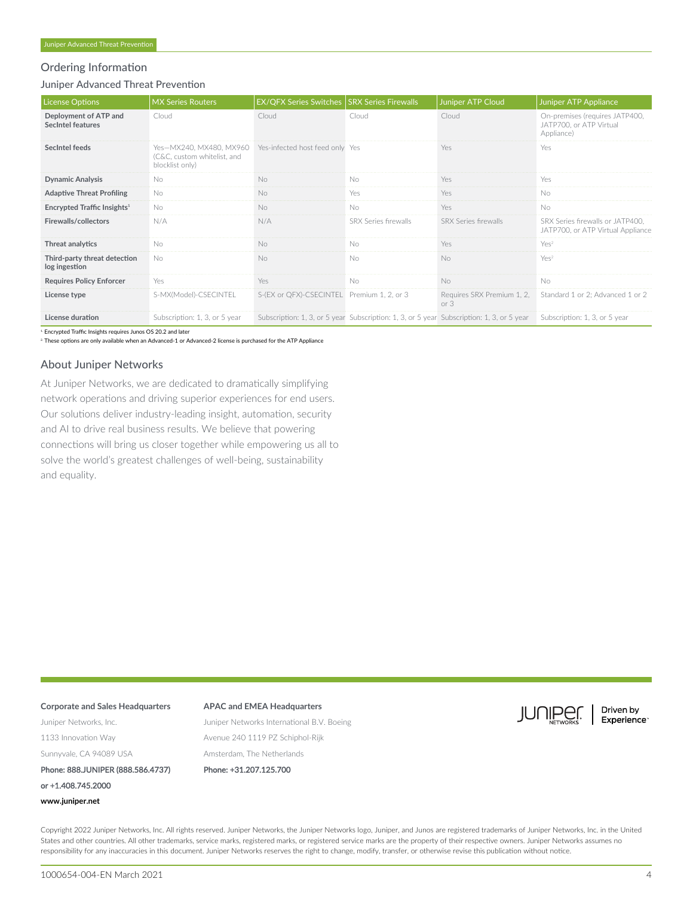## Ordering Information

### Juniper Advanced Threat Prevention

| License Options | MX Series Routers | EX/QFX Series Switches | SRX Series Firewalls | Juniper ATP Cloud | Juniper ATP Appliance |
|---|---|---|---|---|---|
| **Deployment of ATP and SecIntel features** | Cloud | Cloud | Cloud | Cloud | On-premises (requires JATP400, JATP700, or ATP Virtual Appliance) |
| **SecIntel feeds** | Yes—MX240, MX480, MX960 (C&C, custom whitelist, and blocklist only) | Yes-infected host feed only | Yes | Yes | Yes |
| **Dynamic Analysis** | No | No | No | Yes | Yes |
| **Adaptive Threat Profiling** | No | No | Yes | Yes | No |
| **Encrypted Traffic Insights**[1] | No | No | No | Yes | No |
| **Firewalls/collectors** | N/A | N/A | SRX Series firewalls | SRX Series firewalls | SRX Series firewalls or JATP400, JATP700, or ATP Virtual Appliance |
| **Threat analytics** | No | No | No | Yes | Yes[2] |
| **Third-party threat detection log ingestion** | No | No | No | No | Yes[2] |
| **Requires Policy Enforcer** | Yes | Yes | No | No | No |
| **License type** | S-MX(Model)-CSECINTEL | S-(EX or QFX)-CSECINTEL | Premium 1, 2, or 3 | Requires SRX Premium 1, 2, or 3 | Standard 1 or 2; Advanced 1 or 2 |
| **License duration** | Subscription: 1, 3, or 5 year | Subscription: 1, 3, or 5 year | Subscription: 1, 3, or 5 year | Subscription: 1, 3, or 5 year | Subscription: 1, 3, or 5 year |

[1] Encrypted Traffic Insights requires Junos OS 20.2 and later

[2] These options are only available when an Advanced-1 or Advanced-2 license is purchased for the ATP Appliance

## About Juniper Networks

At Juniper Networks, we are dedicated to dramatically simplifying network operations and driving superior experiences for end users. Our solutions deliver industry-leading insight, automation, security and AI to drive real business results. We believe that powering connections will bring us closer together while empowering us all to solve the world's greatest challenges of well-being, sustainability and equality.

**Corporate and Sales Headquarters**

Juniper Networks, Inc.

1133 Innovation Way

Sunnyvale, CA 94089 USA

**Phone: 888.JUNIPER (888.586.4737)**

**or +1.408.745.2000**

**www.juniper.net**

**APAC and EMEA Headquarters**

Juniper Networks International B.V. Boeing

Avenue 240 1119 PZ Schiphol-Rijk

Amsterdam, The Netherlands

**Phone: +31.207.125.700**

Driven by Experience

Copyright 2022 Juniper Networks, Inc. All rights reserved. Juniper Networks, the Juniper Networks logo, Juniper, and Junos are registered trademarks of Juniper Networks, Inc. in the United States and other countries. All other trademarks, service marks, registered marks, or registered service marks are the property of their respective owners. Juniper Networks assumes no responsibility for any inaccuracies in this document. Juniper Networks reserves the right to change, modify, transfer, or otherwise revise this publication without notice.

1000654-004-EN March 2021